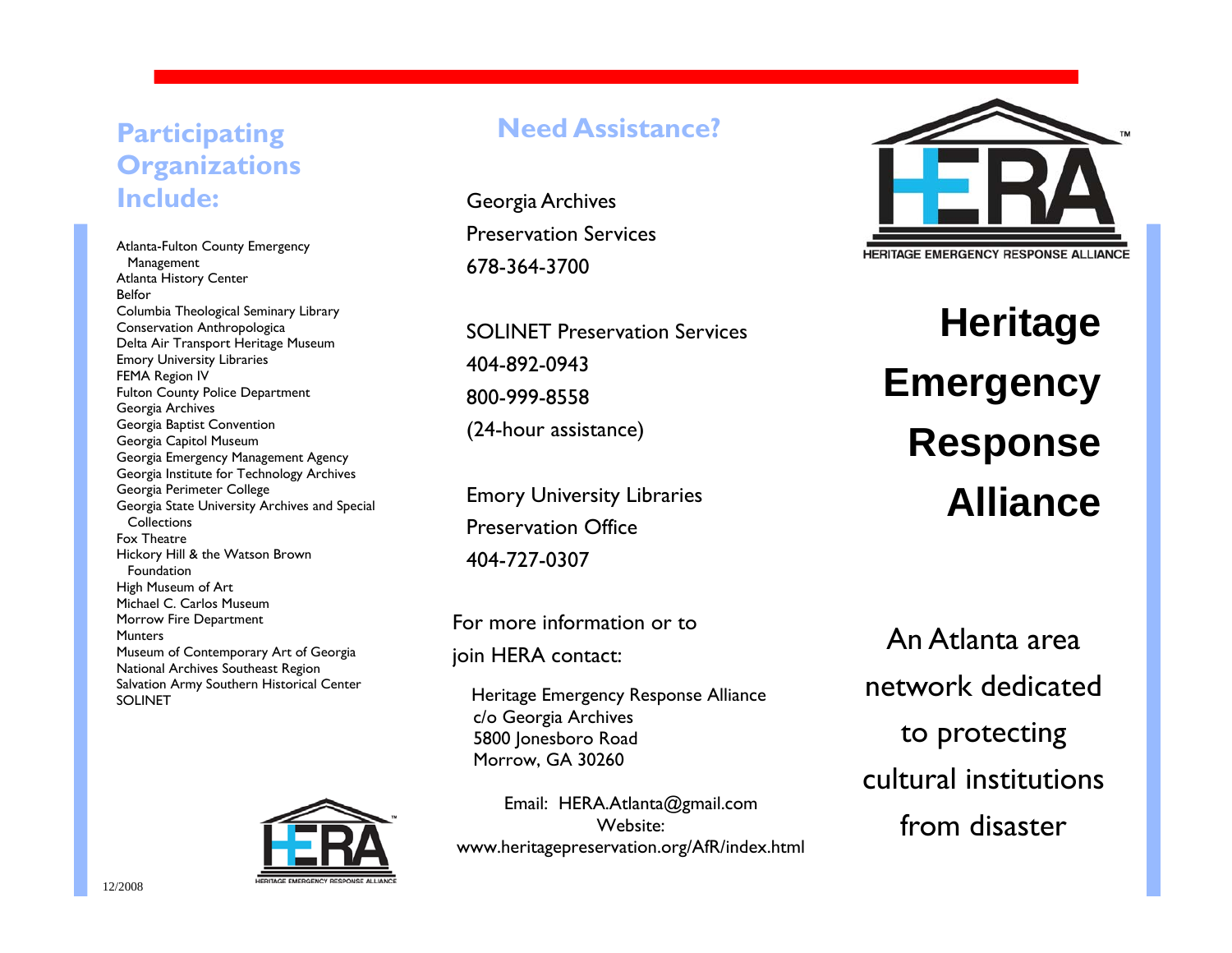## Participating Organizations Include:

Atlanta-Fulton County Emergency Management
Atlanta History Center
Belfor
Columbia Theological Seminary Library
Conservation Anthropologica
Delta Air Transport Heritage Museum
Emory University Libraries
FEMA Region IV
Fulton County Police Department
Georgia Archives
Georgia Baptist Convention
Georgia Capitol Museum
Georgia Emergency Management Agency
Georgia Institute for Technology Archives
Georgia Perimeter College
Georgia State University Archives and Special Collections
Fox Theatre
Hickory Hill & the Watson Brown Foundation
High Museum of Art
Michael C. Carlos Museum
Morrow Fire Department
Munters
Museum of Contemporary Art of Georgia
National Archives Southeast Region
Salvation Army Southern Historical Center
SOLINET

12/2008

## Need Assistance?

Georgia Archives
Preservation Services
678-364-3700

SOLINET Preservation Services
404-892-0943
800-999-8558
(24-hour assistance)

Emory University Libraries
Preservation Office
404-727-0307

For more information or to join HERA contact:

Heritage Emergency Response Alliance
c/o Georgia Archives
5800 Jonesboro Road
Morrow, GA 30260

Email: HERA.Atlanta@gmail.com
Website:
www.heritagepreservation.org/AfR/index.html

HERA™
HERITAGE EMERGENCY RESPONSE ALLIANCE

# Heritage Emergency Response Alliance

An Atlanta area network dedicated to protecting cultural institutions from disaster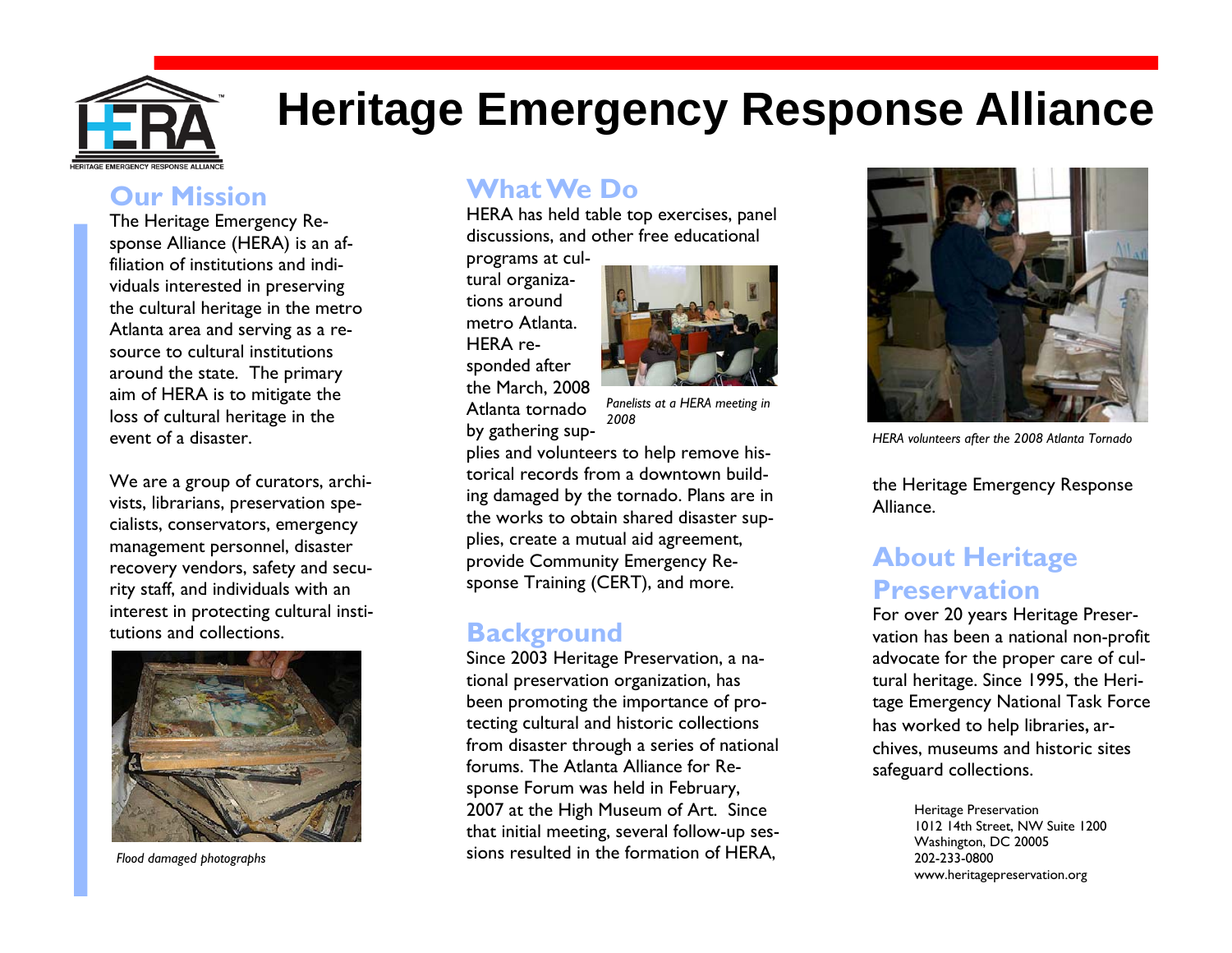# Heritage Emergency Response Alliance

## Our Mission

The Heritage Emergency Response Alliance (HERA) is an affiliation of institutions and individuals interested in preserving the cultural heritage in the metro Atlanta area and serving as a resource to cultural institutions around the state. The primary aim of HERA is to mitigate the loss of cultural heritage in the event of a disaster.

We are a group of curators, archivists, librarians, preservation specialists, conservators, emergency management personnel, disaster recovery vendors, safety and security staff, and individuals with an interest in protecting cultural institutions and collections.

*Flood damaged photographs*

## What We Do

HERA has held table top exercises, panel discussions, and other free educational programs at cultural organizations around metro Atlanta. HERA responded after the March, 2008 Atlanta tornado by gathering supplies and volunteers to help remove historical records from a downtown building damaged by the tornado. Plans are in the works to obtain shared disaster supplies, create a mutual aid agreement, provide Community Emergency Response Training (CERT), and more.

*Panelists at a HERA meeting in 2008*

## Background

Since 2003 Heritage Preservation, a national preservation organization, has been promoting the importance of protecting cultural and historic collections from disaster through a series of national forums. The Atlanta Alliance for Response Forum was held in February, 2007 at the High Museum of Art. Since that initial meeting, several follow-up sessions resulted in the formation of HERA, the Heritage Emergency Response Alliance.

*HERA volunteers after the 2008 Atlanta Tornado*

## About Heritage Preservation

For over 20 years Heritage Preservation has been a national non-profit advocate for the proper care of cultural heritage. Since 1995, the Heritage Emergency National Task Force has worked to help libraries, archives, museums and historic sites safeguard collections.

Heritage Preservation
1012 14th Street, NW Suite 1200
Washington, DC 20005
202-233-0800
www.heritagepreservation.org